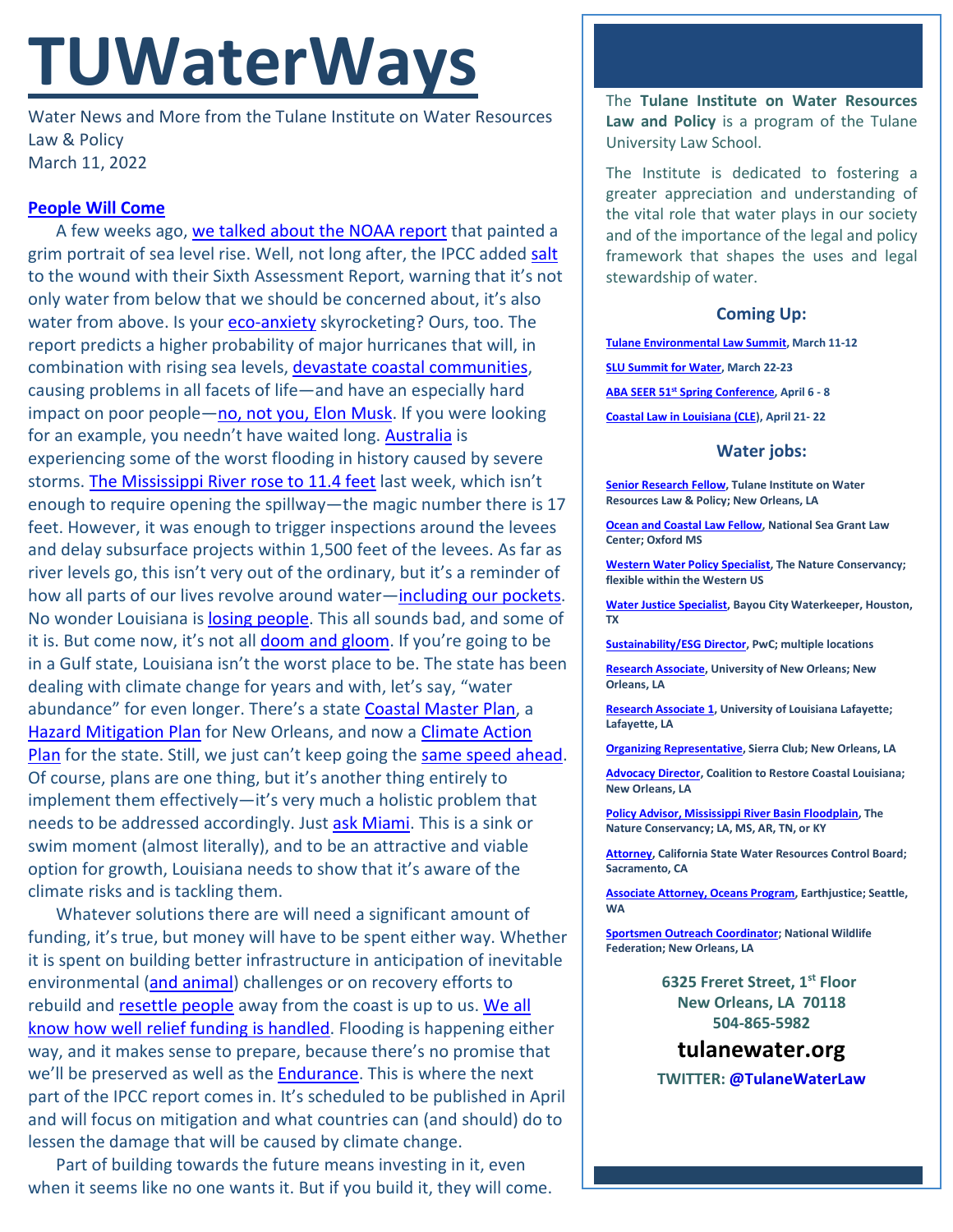# TUWaterWays

Water News and More from the Tulane Institute on Water Resources Law & Policy
March 11, 2022

## People Will Come

A few weeks ago, we talked about the NOAA report that painted a grim portrait of sea level rise. Well, not long after, the IPCC added salt to the wound with their Sixth Assessment Report, warning that it's not only water from below that we should be concerned about, it's also water from above. Is your eco-anxiety skyrocketing? Ours, too. The report predicts a higher probability of major hurricanes that will, in combination with rising sea levels, devastate coastal communities, causing problems in all facets of life—and have an especially hard impact on poor people—no, not you, Elon Musk. If you were looking for an example, you needn't have waited long. Australia is experiencing some of the worst flooding in history caused by severe storms. The Mississippi River rose to 11.4 feet last week, which isn't enough to require opening the spillway—the magic number there is 17 feet. However, it was enough to trigger inspections around the levees and delay subsurface projects within 1,500 feet of the levees. As far as river levels go, this isn't very out of the ordinary, but it's a reminder of how all parts of our lives revolve around water—including our pockets. No wonder Louisiana is losing people. This all sounds bad, and some of it is. But come now, it's not all doom and gloom. If you're going to be in a Gulf state, Louisiana isn't the worst place to be. The state has been dealing with climate change for years and with, let's say, "water abundance" for even longer. There's a state Coastal Master Plan, a Hazard Mitigation Plan for New Orleans, and now a Climate Action Plan for the state. Still, we just can't keep going the same speed ahead. Of course, plans are one thing, but it's another thing entirely to implement them effectively—it's very much a holistic problem that needs to be addressed accordingly. Just ask Miami. This is a sink or swim moment (almost literally), and to be an attractive and viable option for growth, Louisiana needs to show that it's aware of the climate risks and is tackling them.

Whatever solutions there are will need a significant amount of funding, it's true, but money will have to be spent either way. Whether it is spent on building better infrastructure in anticipation of inevitable environmental (and animal) challenges or on recovery efforts to rebuild and resettle people away from the coast is up to us. We all know how well relief funding is handled. Flooding is happening either way, and it makes sense to prepare, because there's no promise that we'll be preserved as well as the Endurance. This is where the next part of the IPCC report comes in. It's scheduled to be published in April and will focus on mitigation and what countries can (and should) do to lessen the damage that will be caused by climate change.

Part of building towards the future means investing in it, even when it seems like no one wants it. But if you build it, they will come.

The **Tulane Institute on Water Resources Law and Policy** is a program of the Tulane University Law School.

The Institute is dedicated to fostering a greater appreciation and understanding of the vital role that water plays in our society and of the importance of the legal and policy framework that shapes the uses and legal stewardship of water.

### Coming Up:

**Tulane Environmental Law Summit, March 11-12**

**SLU Summit for Water, March 22-23**

**ABA SEER 51st Spring Conference, April 6 - 8**

**Coastal Law in Louisiana (CLE), April 21- 22**

### Water jobs:

**Senior Research Fellow, Tulane Institute on Water Resources Law & Policy; New Orleans, LA**

**Ocean and Coastal Law Fellow, National Sea Grant Law Center; Oxford MS**

**Western Water Policy Specialist, The Nature Conservancy; flexible within the Western US**

**Water Justice Specialist, Bayou City Waterkeeper, Houston, TX**

**Sustainability/ESG Director, PwC; multiple locations**

**Research Associate, University of New Orleans; New Orleans, LA**

**Research Associate 1, University of Louisiana Lafayette; Lafayette, LA**

**Organizing Representative, Sierra Club; New Orleans, LA**

**Advocacy Director, Coalition to Restore Coastal Louisiana; New Orleans, LA**

**Policy Advisor, Mississippi River Basin Floodplain, The Nature Conservancy; LA, MS, AR, TN, or KY**

**Attorney, California State Water Resources Control Board; Sacramento, CA**

**Associate Attorney, Oceans Program, Earthjustice; Seattle, WA**

**Sportsmen Outreach Coordinator; National Wildlife Federation; New Orleans, LA**

**6325 Freret Street, 1st Floor**
**New Orleans, LA 70118**
**504-865-5982**

**tulanewater.org**

**TWITTER: @TulaneWaterLaw**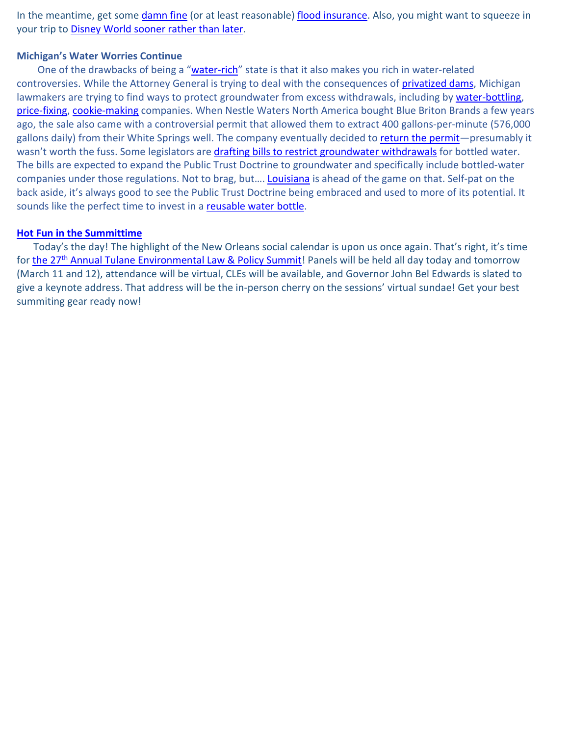In the meantime, get some damn fine (or at least reasonable) flood insurance. Also, you might want to squeeze in your trip to Disney World sooner rather than later.

**Michigan's Water Worries Continue**

One of the drawbacks of being a "water-rich" state is that it also makes you rich in water-related controversies. While the Attorney General is trying to deal with the consequences of privatized dams, Michigan lawmakers are trying to find ways to protect groundwater from excess withdrawals, including by water-bottling, price-fixing, cookie-making companies. When Nestle Waters North America bought Blue Briton Brands a few years ago, the sale also came with a controversial permit that allowed them to extract 400 gallons-per-minute (576,000 gallons daily) from their White Springs well. The company eventually decided to return the permit—presumably it wasn't worth the fuss. Some legislators are drafting bills to restrict groundwater withdrawals for bottled water. The bills are expected to expand the Public Trust Doctrine to groundwater and specifically include bottled-water companies under those regulations. Not to brag, but…. Louisiana is ahead of the game on that. Self-pat on the back aside, it's always good to see the Public Trust Doctrine being embraced and used to more of its potential. It sounds like the perfect time to invest in a reusable water bottle.

**Hot Fun in the Summittime**

Today's the day! The highlight of the New Orleans social calendar is upon us once again. That's right, it's time for the 27th Annual Tulane Environmental Law & Policy Summit! Panels will be held all day today and tomorrow (March 11 and 12), attendance will be virtual, CLEs will be available, and Governor John Bel Edwards is slated to give a keynote address. That address will be the in-person cherry on the sessions' virtual sundae! Get your best summiting gear ready now!